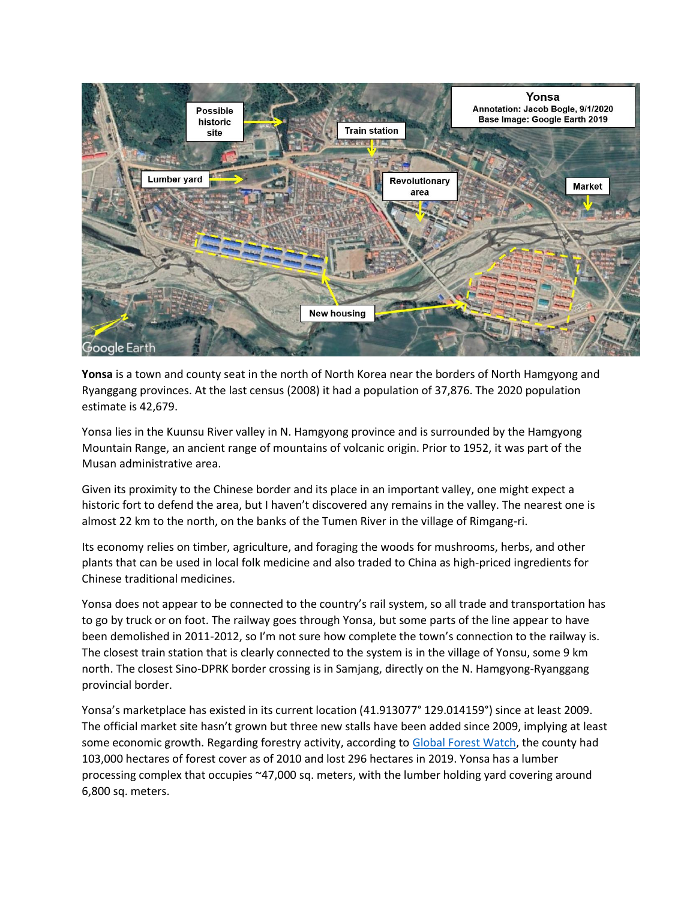**Yonsa** is a town and county seat in the north of North Korea near the borders of North Hamgyong and Ryanggang provinces. At the last census (2008) it had a population of 37,876. The 2020 population estimate is 42,679.

Yonsa lies in the Kuunsu River valley in N. Hamgyong province and is surrounded by the Hamgyong Mountain Range, an ancient range of mountains of volcanic origin. Prior to 1952, it was part of the Musan administrative area.

Given its proximity to the Chinese border and its place in an important valley, one might expect a historic fort to defend the area, but I haven't discovered any remains in the valley. The nearest one is almost 22 km to the north, on the banks of the Tumen River in the village of Rimgang-ri.

Its economy relies on timber, agriculture, and foraging the woods for mushrooms, herbs, and other plants that can be used in local folk medicine and also traded to China as high-priced ingredients for Chinese traditional medicines.

Yonsa does not appear to be connected to the country's rail system, so all trade and transportation has to go by truck or on foot. The railway goes through Yonsa, but some parts of the line appear to have been demolished in 2011-2012, so I'm not sure how complete the town's connection to the railway is. The closest train station that is clearly connected to the system is in the village of Yonsu, some 9 km north. The closest Sino-DPRK border crossing is in Samjang, directly on the N. Hamgyong-Ryanggang provincial border.

Yonsa's marketplace has existed in its current location (41.913077° 129.014159°) since at least 2009. The official market site hasn't grown but three new stalls have been added since 2009, implying at least some economic growth. Regarding forestry activity, according to Global Forest Watch, the county had 103,000 hectares of forest cover as of 2010 and lost 296 hectares in 2019. Yonsa has a lumber processing complex that occupies ~47,000 sq. meters, with the lumber holding yard covering around 6,800 sq. meters.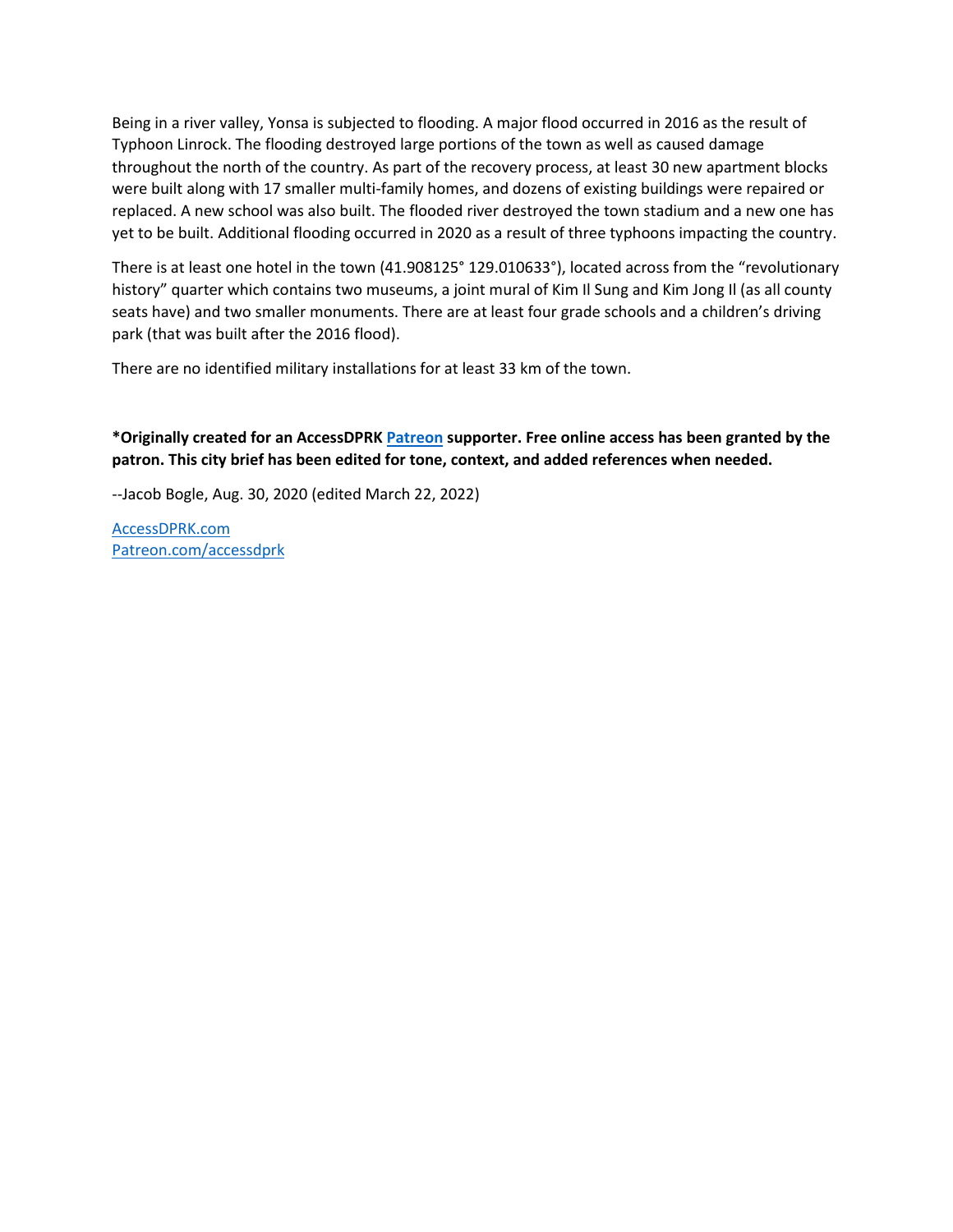Being in a river valley, Yonsa is subjected to flooding. A major flood occurred in 2016 as the result of Typhoon Linrock. The flooding destroyed large portions of the town as well as caused damage throughout the north of the country. As part of the recovery process, at least 30 new apartment blocks were built along with 17 smaller multi-family homes, and dozens of existing buildings were repaired or replaced. A new school was also built. The flooded river destroyed the town stadium and a new one has yet to be built. Additional flooding occurred in 2020 as a result of three typhoons impacting the country.

There is at least one hotel in the town (41.908125° 129.010633°), located across from the "revolutionary history" quarter which contains two museums, a joint mural of Kim Il Sung and Kim Jong Il (as all county seats have) and two smaller monuments. There are at least four grade schools and a children's driving park (that was built after the 2016 flood).

There are no identified military installations for at least 33 km of the town.

**\*Originally created for an AccessDPRK Patreon supporter. Free online access has been granted by the patron. This city brief has been edited for tone, context, and added references when needed.**

--Jacob Bogle, Aug. 30, 2020 (edited March 22, 2022)

AccessDPRK.com
Patreon.com/accessdprk